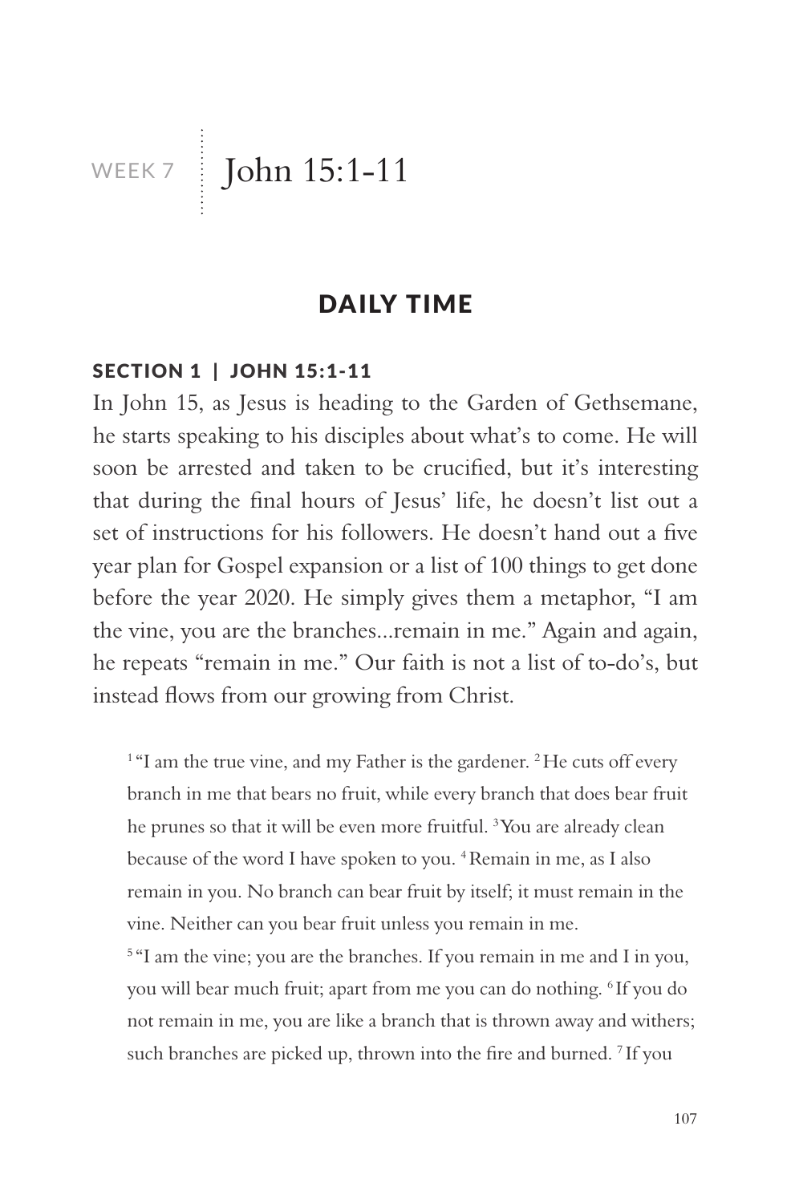# WEEK 7 | John 15:1-11

## DAILY TIME

### SECTION 1 | JOHN 15:1-11

In John 15, as Jesus is heading to the Garden of Gethsemane, he starts speaking to his disciples about what's to come. He will soon be arrested and taken to be crucified, but it's interesting that during the final hours of Jesus' life, he doesn't list out a set of instructions for his followers. He doesn't hand out a five year plan for Gospel expansion or a list of 100 things to get done before the year 2020. He simply gives them a metaphor, "I am the vine, you are the branches...remain in me." Again and again, he repeats "remain in me." Our faith is not a list of to-do's, but instead flows from our growing from Christ.

> [1] "I am the true vine, and my Father is the gardener. [2] He cuts off every branch in me that bears no fruit, while every branch that does bear fruit he prunes so that it will be even more fruitful. [3] You are already clean because of the word I have spoken to you. [4] Remain in me, as I also remain in you. No branch can bear fruit by itself; it must remain in the vine. Neither can you bear fruit unless you remain in me.
>
> [5] "I am the vine; you are the branches. If you remain in me and I in you, you will bear much fruit; apart from me you can do nothing. [6] If you do not remain in me, you are like a branch that is thrown away and withers; such branches are picked up, thrown into the fire and burned. [7] If you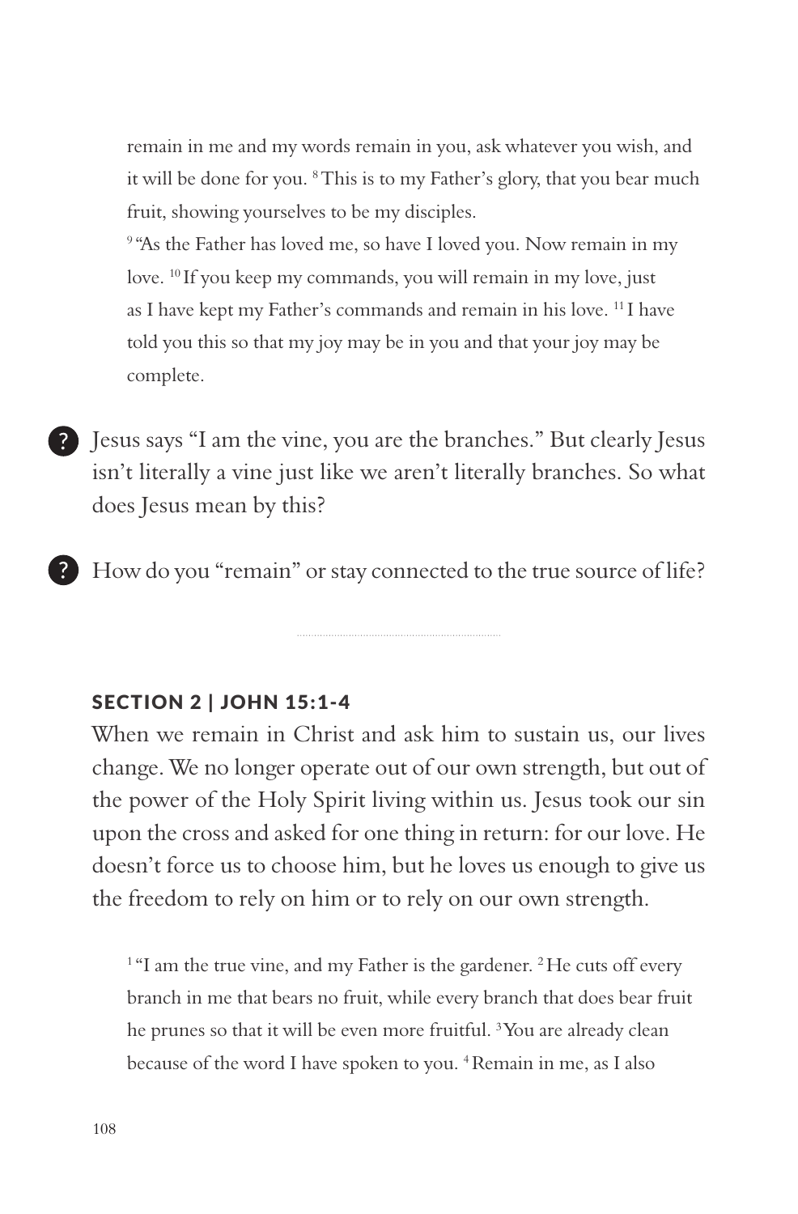remain in me and my words remain in you, ask whatever you wish, and it will be done for you. [8] This is to my Father's glory, that you bear much fruit, showing yourselves to be my disciples.

[9] "As the Father has loved me, so have I loved you. Now remain in my love. [10] If you keep my commands, you will remain in my love, just as I have kept my Father's commands and remain in his love. [11] I have told you this so that my joy may be in you and that your joy may be complete.

? Jesus says "I am the vine, you are the branches." But clearly Jesus isn't literally a vine just like we aren't literally branches. So what does Jesus mean by this?

? How do you "remain" or stay connected to the true source of life?

---

## SECTION 2 | JOHN 15:1-4

When we remain in Christ and ask him to sustain us, our lives change. We no longer operate out of our own strength, but out of the power of the Holy Spirit living within us. Jesus took our sin upon the cross and asked for one thing in return: for our love. He doesn't force us to choose him, but he loves us enough to give us the freedom to rely on him or to rely on our own strength.

> [1] "I am the true vine, and my Father is the gardener. [2] He cuts off every branch in me that bears no fruit, while every branch that does bear fruit he prunes so that it will be even more fruitful. [3] You are already clean because of the word I have spoken to you. [4] Remain in me, as I also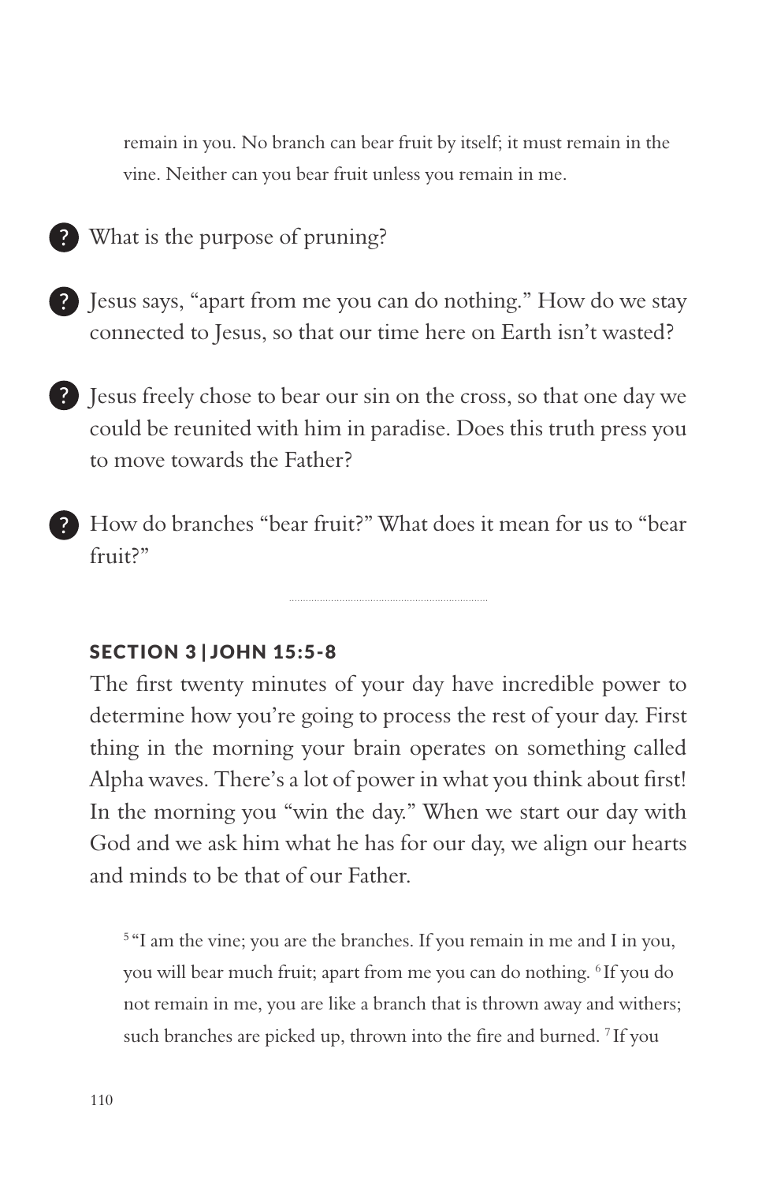> remain in you. No branch can bear fruit by itself; it must remain in the vine. Neither can you bear fruit unless you remain in me.

- ? What is the purpose of pruning?

- ? Jesus says, "apart from me you can do nothing." How do we stay connected to Jesus, so that our time here on Earth isn't wasted?

- ? Jesus freely chose to bear our sin on the cross, so that one day we could be reunited with him in paradise. Does this truth press you to move towards the Father?

- ? How do branches "bear fruit?" What does it mean for us to "bear fruit?"

---

## SECTION 3 | JOHN 15:5-8

The first twenty minutes of your day have incredible power to determine how you're going to process the rest of your day. First thing in the morning your brain operates on something called Alpha waves. There's a lot of power in what you think about first! In the morning you "win the day." When we start our day with God and we ask him what he has for our day, we align our hearts and minds to be that of our Father.

> [5] "I am the vine; you are the branches. If you remain in me and I in you, you will bear much fruit; apart from me you can do nothing. [6] If you do not remain in me, you are like a branch that is thrown away and withers; such branches are picked up, thrown into the fire and burned. [7] If you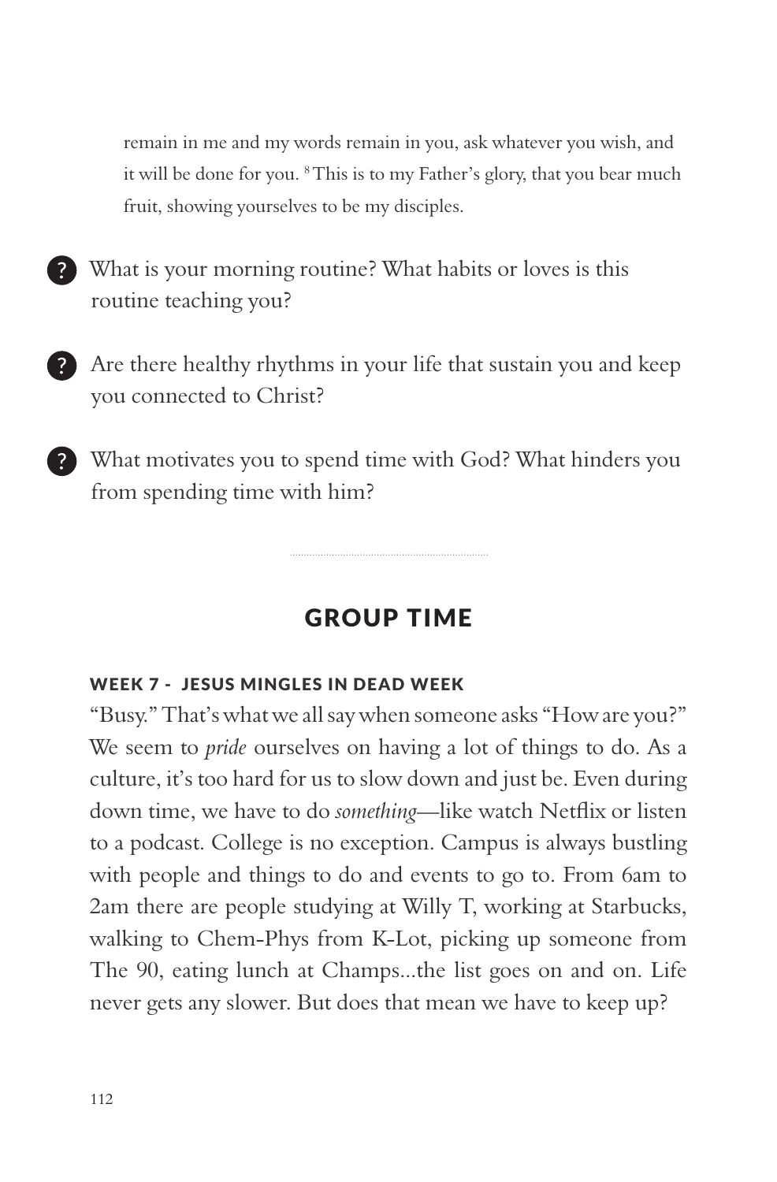remain in me and my words remain in you, ask whatever you wish, and it will be done for you. [8] This is to my Father's glory, that you bear much fruit, showing yourselves to be my disciples.

- What is your morning routine? What habits or loves is this routine teaching you?

- Are there healthy rhythms in your life that sustain you and keep you connected to Christ?

- What motivates you to spend time with God? What hinders you from spending time with him?

---

## GROUP TIME

### WEEK 7 - JESUS MINGLES IN DEAD WEEK

"Busy." That's what we all say when someone asks "How are you?" We seem to *pride* ourselves on having a lot of things to do. As a culture, it's too hard for us to slow down and just be. Even during down time, we have to do *something*—like watch Netflix or listen to a podcast. College is no exception. Campus is always bustling with people and things to do and events to go to. From 6am to 2am there are people studying at Willy T, working at Starbucks, walking to Chem-Phys from K-Lot, picking up someone from The 90, eating lunch at Champs...the list goes on and on. Life never gets any slower. But does that mean we have to keep up?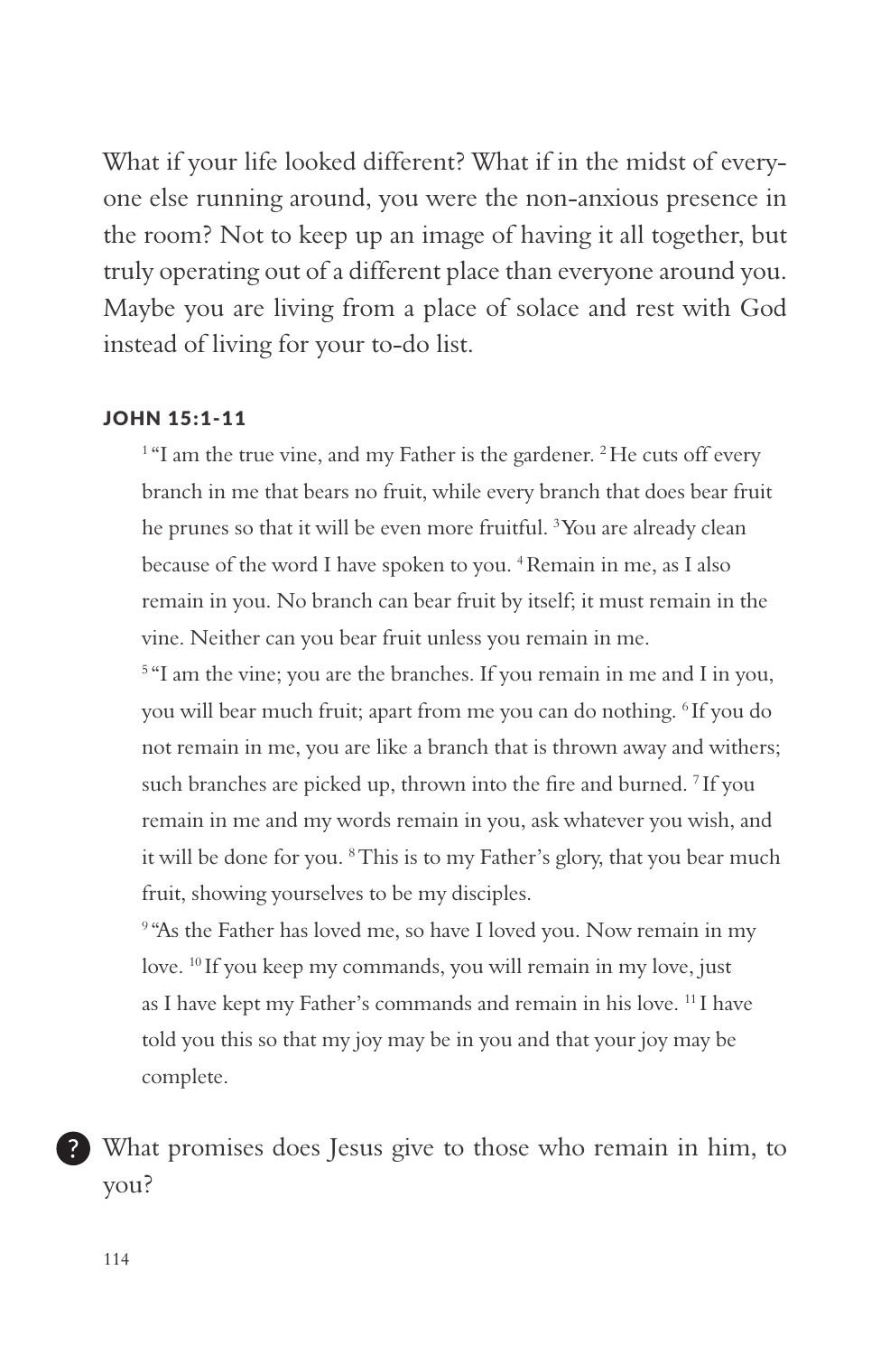What if your life looked different? What if in the midst of everyone else running around, you were the non-anxious presence in the room? Not to keep up an image of having it all together, but truly operating out of a different place than everyone around you. Maybe you are living from a place of solace and rest with God instead of living for your to-do list.

#### JOHN 15:1-11

> [1] "I am the true vine, and my Father is the gardener. [2] He cuts off every branch in me that bears no fruit, while every branch that does bear fruit he prunes so that it will be even more fruitful. [3] You are already clean because of the word I have spoken to you. [4] Remain in me, as I also remain in you. No branch can bear fruit by itself; it must remain in the vine. Neither can you bear fruit unless you remain in me.
>
> [5] "I am the vine; you are the branches. If you remain in me and I in you, you will bear much fruit; apart from me you can do nothing. [6] If you do not remain in me, you are like a branch that is thrown away and withers; such branches are picked up, thrown into the fire and burned. [7] If you remain in me and my words remain in you, ask whatever you wish, and it will be done for you. [8] This is to my Father's glory, that you bear much fruit, showing yourselves to be my disciples.
>
> [9] "As the Father has loved me, so have I loved you. Now remain in my love. [10] If you keep my commands, you will remain in my love, just as I have kept my Father's commands and remain in his love. [11] I have told you this so that my joy may be in you and that your joy may be complete.

? What promises does Jesus give to those who remain in him, to you?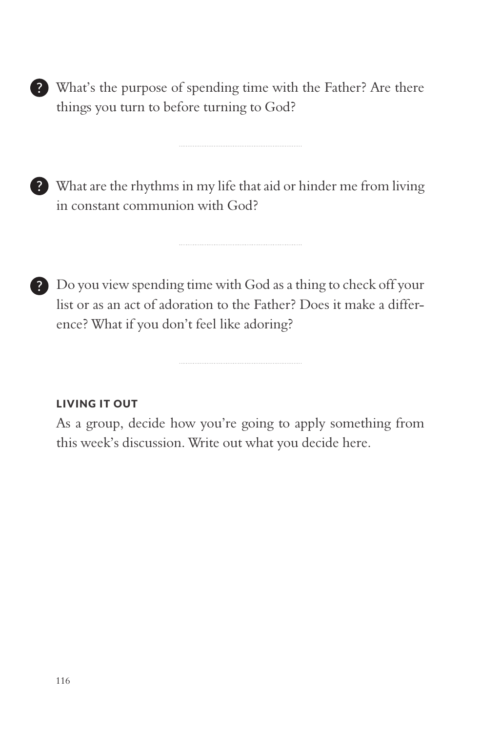? What's the purpose of spending time with the Father? Are there things you turn to before turning to God?

---

? What are the rhythms in my life that aid or hinder me from living in constant communion with God?

---

? Do you view spending time with God as a thing to check off your list or as an act of adoration to the Father? Does it make a difference? What if you don't feel like adoring?

---

**LIVING IT OUT**

As a group, decide how you're going to apply something from this week's discussion. Write out what you decide here.